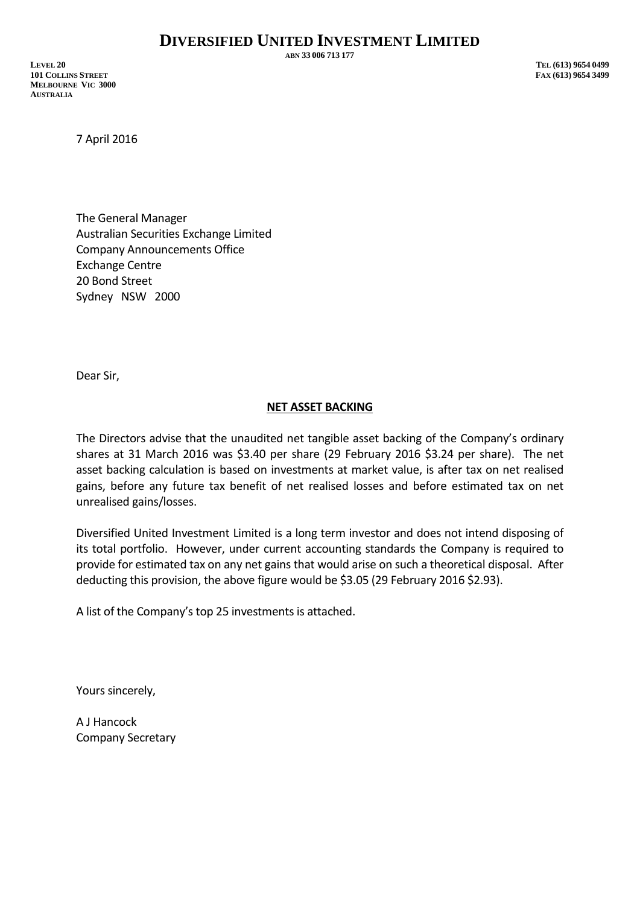# DIVERSIFIED UNITED INVESTMENT LIMITED

ABN 33 006 713 177

LEVEL 20
101 COLLINS STREET
MELBOURNE VIC 3000
AUSTRALIA

TEL (613) 9654 0499
FAX (613) 9654 3499

7 April 2016

The General Manager
Australian Securities Exchange Limited
Company Announcements Office
Exchange Centre
20 Bond Street
Sydney NSW 2000

Dear Sir,

**NET ASSET BACKING**

The Directors advise that the unaudited net tangible asset backing of the Company's ordinary shares at 31 March 2016 was $3.40 per share (29 February 2016 $3.24 per share). The net asset backing calculation is based on investments at market value, is after tax on net realised gains, before any future tax benefit of net realised losses and before estimated tax on net unrealised gains/losses.

Diversified United Investment Limited is a long term investor and does not intend disposing of its total portfolio. However, under current accounting standards the Company is required to provide for estimated tax on any net gains that would arise on such a theoretical disposal. After deducting this provision, the above figure would be $3.05 (29 February 2016 $2.93).

A list of the Company's top 25 investments is attached.

Yours sincerely,

A J Hancock
Company Secretary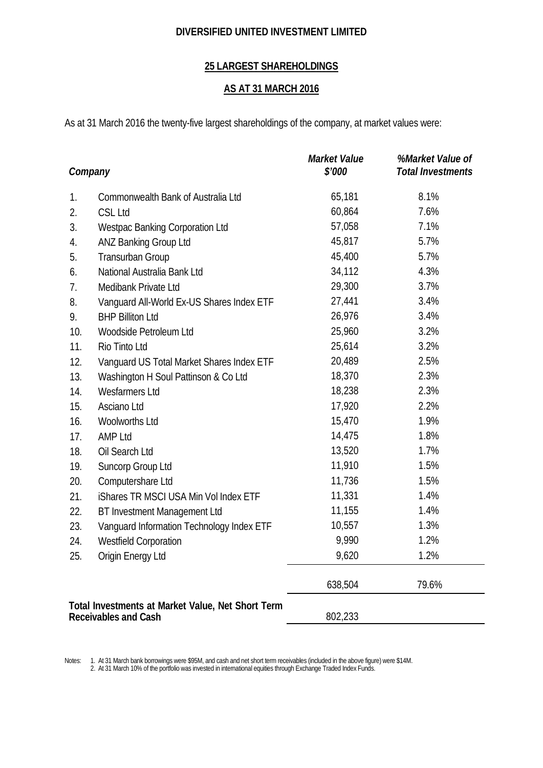**DIVERSIFIED UNITED INVESTMENT LIMITED**

**25 LARGEST SHAREHOLDINGS**

**AS AT 31 MARCH 2016**

As at 31 March 2016 the twenty-five largest shareholdings of the company, at market values were:

| *Company* | | *Market Value $'000* | *%Market Value of Total Investments* |
|---|---|---|---|
| 1. | Commonwealth Bank of Australia Ltd | 65,181 | 8.1% |
| 2. | CSL Ltd | 60,864 | 7.6% |
| 3. | Westpac Banking Corporation Ltd | 57,058 | 7.1% |
| 4. | ANZ Banking Group Ltd | 45,817 | 5.7% |
| 5. | Transurban Group | 45,400 | 5.7% |
| 6. | National Australia Bank Ltd | 34,112 | 4.3% |
| 7. | Medibank Private Ltd | 29,300 | 3.7% |
| 8. | Vanguard All-World Ex-US Shares Index ETF | 27,441 | 3.4% |
| 9. | BHP Billiton Ltd | 26,976 | 3.4% |
| 10. | Woodside Petroleum Ltd | 25,960 | 3.2% |
| 11. | Rio Tinto Ltd | 25,614 | 3.2% |
| 12. | Vanguard US Total Market Shares Index ETF | 20,489 | 2.5% |
| 13. | Washington H Soul Pattinson & Co Ltd | 18,370 | 2.3% |
| 14. | Wesfarmers Ltd | 18,238 | 2.3% |
| 15. | Asciano Ltd | 17,920 | 2.2% |
| 16. | Woolworths Ltd | 15,470 | 1.9% |
| 17. | AMP Ltd | 14,475 | 1.8% |
| 18. | Oil Search Ltd | 13,520 | 1.7% |
| 19. | Suncorp Group Ltd | 11,910 | 1.5% |
| 20. | Computershare Ltd | 11,736 | 1.5% |
| 21. | iShares TR MSCI USA Min Vol Index ETF | 11,331 | 1.4% |
| 22. | BT Investment Management Ltd | 11,155 | 1.4% |
| 23. | Vanguard Information Technology Index ETF | 10,557 | 1.3% |
| 24. | Westfield Corporation | 9,990 | 1.2% |
| 25. | Origin Energy Ltd | 9,620 | 1.2% |
| | | 638,504 | 79.6% |
| **Total Investments at Market Value, Net Short Term Receivables and Cash** | | 802,233 | |

Notes: 1. At 31 March bank borrowings were $95M, and cash and net short term receivables (included in the above figure) were $14M.
2. At 31 March 10% of the portfolio was invested in international equities through Exchange Traded Index Funds.